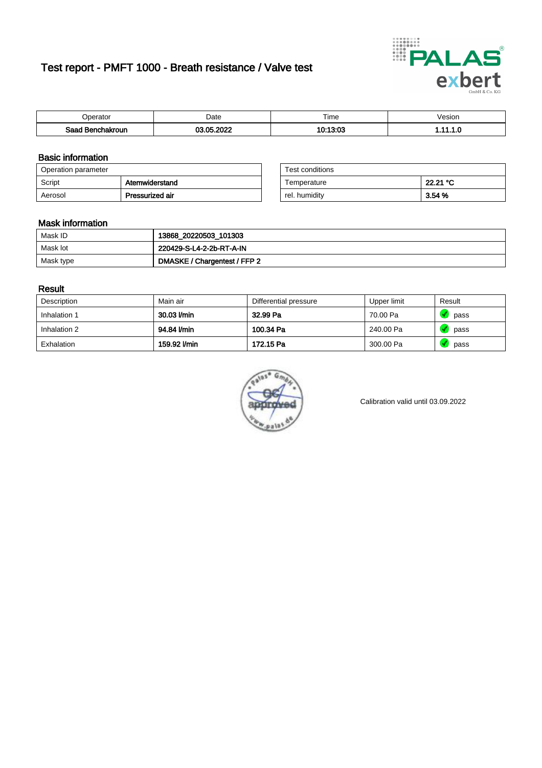# Test report - PMFT 1000 - Breath resistance / Valve test

| Operator | Date | Time | Vesion |
|---|---|---|---|
| **Saad Benchakroun** | **03.05.2022** | **10:13:03** | **1.11.1.0** |

## Basic information

| Operation parameter | |
|---|---|
| Script | **Atemwiderstand** |
| Aerosol | **Pressurized air** |

| Test conditions | |
|---|---|
| Temperature | **22.21 °C** |
| rel. humidity | **3.54 %** |

## Mask information

| | |
|---|---|
| Mask ID | **13868_20220503_101303** |
| Mask lot | **220429-S-L4-2-2b-RT-A-IN** |
| Mask type | **DMASKE / Chargentest / FFP 2** |

## Result

| Description | Main air | Differential pressure | Upper limit | Result |
|---|---|---|---|---|
| Inhalation 1 | **30.03 l/min** | **32.99 Pa** | 70.00 Pa | pass |
| Inhalation 2 | **94.84 l/min** | **100.34 Pa** | 240.00 Pa | pass |
| Exhalation | **159.92 l/min** | **172.15 Pa** | 300.00 Pa | pass |

Calibration valid until 03.09.2022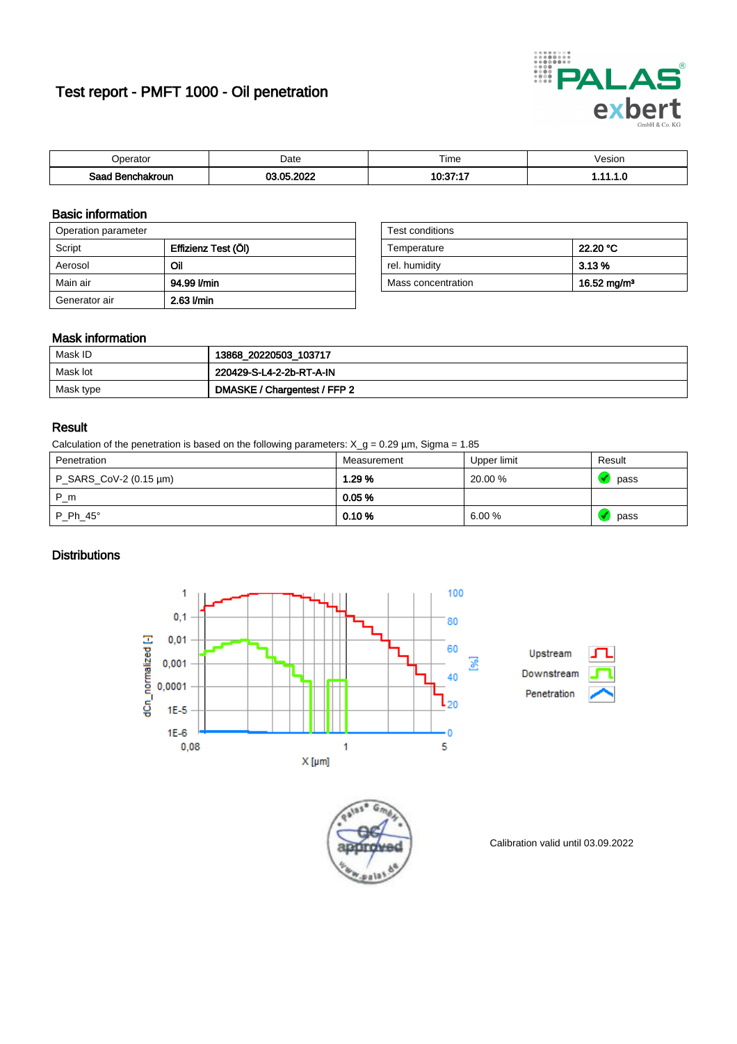# Test report - PMFT 1000 - Oil penetration

PALAS exbert GmbH & Co. KG

| Operator | Date | Time | Vesion |
|---|---|---|---|
| **Saad Benchakroun** | **03.05.2022** | **10:37:17** | **1.11.1.0** |

## Basic information

| Operation parameter | |
|---|---|
| Script | **Effizienz Test (Öl)** |
| Aerosol | **Oil** |
| Main air | **94.99 l/min** |
| Generator air | **2.63 l/min** |

| Test conditions | |
|---|---|
| Temperature | **22.20 °C** |
| rel. humidity | **3.13 %** |
| Mass concentration | **16.52 mg/m³** |

## Mask information

| | |
|---|---|
| Mask ID | **13868_20220503_103717** |
| Mask lot | **220429-S-L4-2-2b-RT-A-IN** |
| Mask type | **DMASKE / Chargentest / FFP 2** |

## Result

Calculation of the penetration is based on the following parameters: X_g = 0.29 µm, Sigma = 1.85

| Penetration | Measurement | Upper limit | Result |
|---|---|---|---|
| P_SARS_CoV-2 (0.15 µm) | **1.29 %** | 20.00 % | pass |
| P_m | **0.05 %** | | |
| P_Ph_45° | **0.10 %** | 6.00 % | pass |

## Distributions

dCn_normalized [-]
1
0,1
0,01
0,001
0,0001
1E-5
1E-6
0,08
1
5
X [µm]
[%]
100
80
60
40
20
0
Upstream
Downstream
Penetration

Palas® GmbH
QC approved
www.palas.de

Calibration valid until 03.09.2022